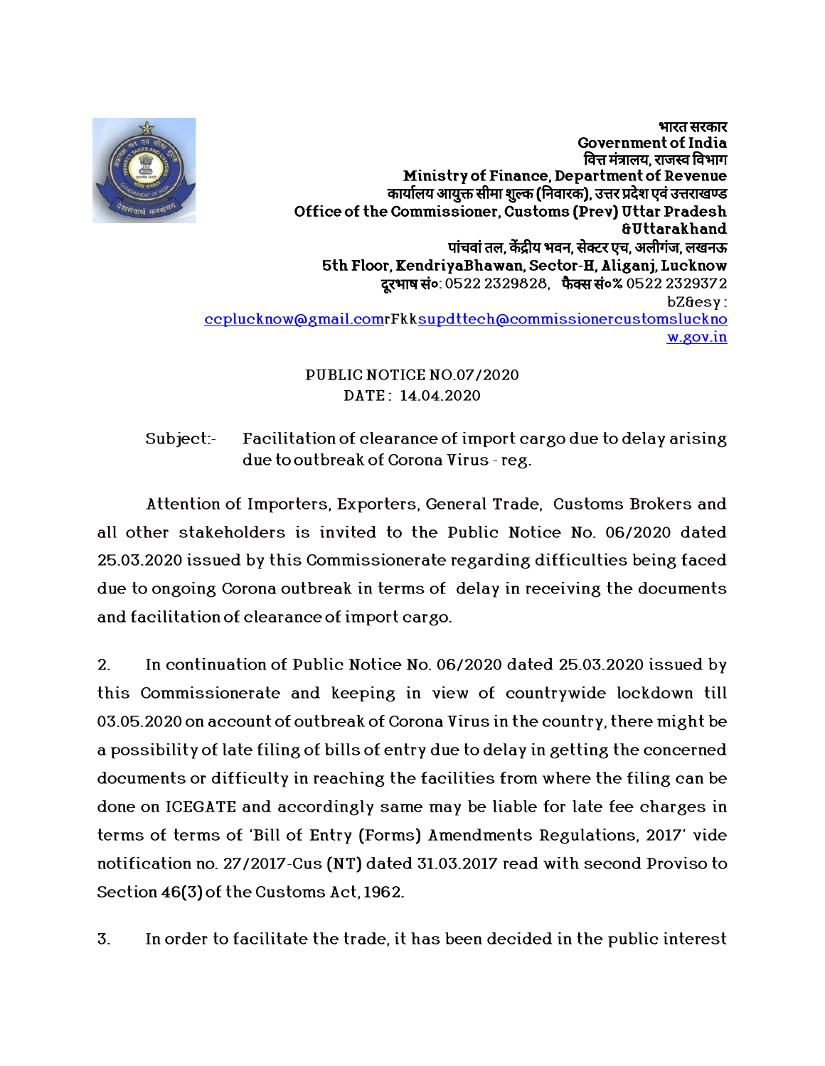भारत सरकार
Government of India
वित्त मंत्रालय, राजस्व विभाग
Ministry of Finance, Department of Revenue
कार्यालय आयुक्त सीमा शुल्क (निवारक), उत्तर प्रदेश एवं उत्तराखण्ड
Office of the Commissioner, Customs (Prev) Uttar Pradesh &Uttarakhand
पांचवां तल, केंद्रीय भवन, सेक्टर एच, अलीगंज, लखनऊ
5th Floor, KendriyaBhawan, Sector-H, Aliganj, Lucknow
दूरभाष सं०: 0522 2329828, फैक्स सं०% 0522 2329372
bZ&esy : ccplucknow@gmail.comrFkksupdttech@commissionercustomslucknow.gov.in

PUBLIC NOTICE NO.07/2020
DATE : 14.04.2020

Subject:- Facilitation of clearance of import cargo due to delay arising due to outbreak of Corona Virus - reg.

Attention of Importers, Exporters, General Trade, Customs Brokers and all other stakeholders is invited to the Public Notice No. 06/2020 dated 25.03.2020 issued by this Commissionerate regarding difficulties being faced due to ongoing Corona outbreak in terms of delay in receiving the documents and facilitation of clearance of import cargo.

2. In continuation of Public Notice No. 06/2020 dated 25.03.2020 issued by this Commissionerate and keeping in view of countrywide lockdown till 03.05.2020 on account of outbreak of Corona Virus in the country, there might be a possibility of late filing of bills of entry due to delay in getting the concerned documents or difficulty in reaching the facilities from where the filing can be done on ICEGATE and accordingly same may be liable for late fee charges in terms of terms of 'Bill of Entry (Forms) Amendments Regulations, 2017' vide notification no. 27/2017-Cus (NT) dated 31.03.2017 read with second Proviso to Section 46(3) of the Customs Act, 1962.

3. In order to facilitate the trade, it has been decided in the public interest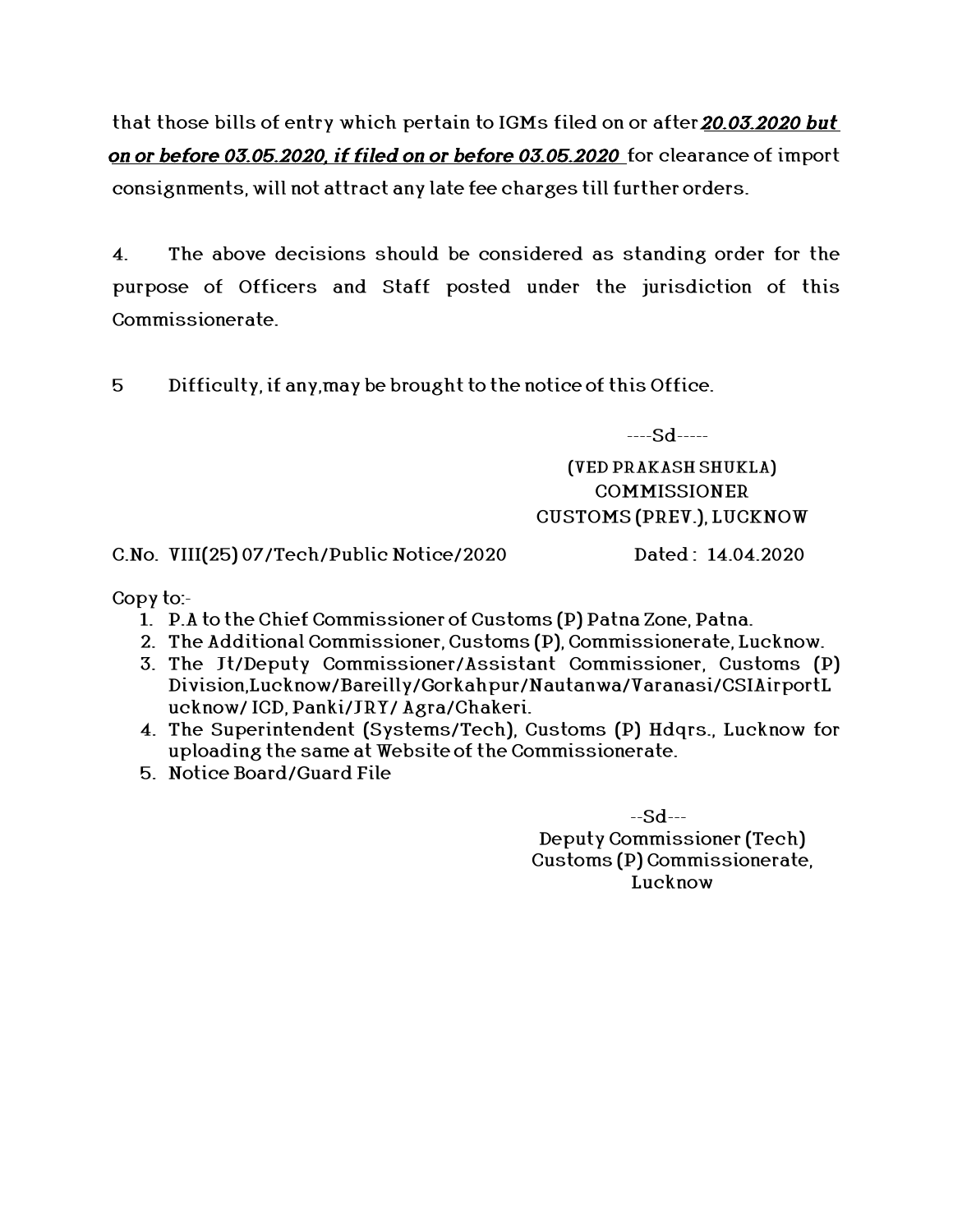that those bills of entry which pertain to IGMs filed on or after ***20.03.2020 but on or before 03.05.2020, if filed on or before 03.05.2020*** for clearance of import consignments, will not attract any late fee charges till further orders.

4. The above decisions should be considered as standing order for the purpose of Officers and Staff posted under the jurisdiction of this Commissionerate.

5 Difficulty, if any,may be brought to the notice of this Office.

----Sd-----

(VED PRAKASH SHUKLA)
COMMISSIONER
CUSTOMS (PREV.), LUCKNOW

C.No. VIII(25) 07/Tech/Public Notice/2020 Dated : 14.04.2020

Copy to:-

1. P.A to the Chief Commissioner of Customs (P) Patna Zone, Patna.
2. The Additional Commissioner, Customs (P), Commissionerate, Lucknow.
3. The Jt/Deputy Commissioner/Assistant Commissioner, Customs (P) Division,Lucknow/Bareilly/Gorkahpur/Nautanwa/Varanasi/CSIAirportLucknow/ ICD, Panki/JRY/ Agra/Chakeri.
4. The Superintendent (Systems/Tech), Customs (P) Hdqrs., Lucknow for uploading the same at Website of the Commissionerate.
5. Notice Board/Guard File

--Sd---

Deputy Commissioner (Tech)
Customs (P) Commissionerate,
Lucknow